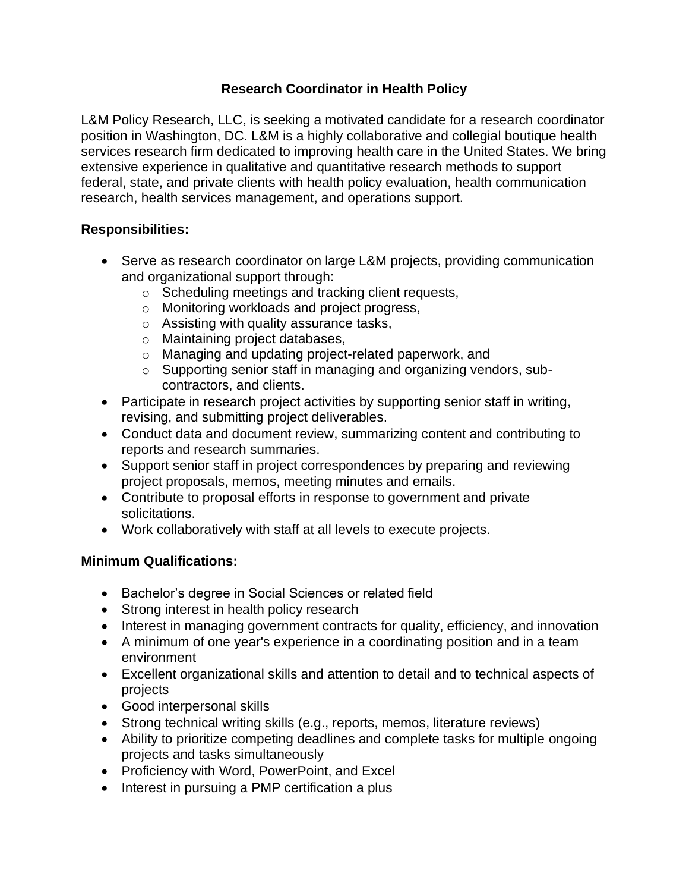# Research Coordinator in Health Policy

L&M Policy Research, LLC, is seeking a motivated candidate for a research coordinator position in Washington, DC. L&M is a highly collaborative and collegial boutique health services research firm dedicated to improving health care in the United States. We bring extensive experience in qualitative and quantitative research methods to support federal, state, and private clients with health policy evaluation, health communication research, health services management, and operations support.

## Responsibilities:

- Serve as research coordinator on large L&M projects, providing communication and organizational support through:
  - Scheduling meetings and tracking client requests,
  - Monitoring workloads and project progress,
  - Assisting with quality assurance tasks,
  - Maintaining project databases,
  - Managing and updating project-related paperwork, and
  - Supporting senior staff in managing and organizing vendors, sub-contractors, and clients.
- Participate in research project activities by supporting senior staff in writing, revising, and submitting project deliverables.
- Conduct data and document review, summarizing content and contributing to reports and research summaries.
- Support senior staff in project correspondences by preparing and reviewing project proposals, memos, meeting minutes and emails.
- Contribute to proposal efforts in response to government and private solicitations.
- Work collaboratively with staff at all levels to execute projects.

## Minimum Qualifications:

- Bachelor's degree in Social Sciences or related field
- Strong interest in health policy research
- Interest in managing government contracts for quality, efficiency, and innovation
- A minimum of one year's experience in a coordinating position and in a team environment
- Excellent organizational skills and attention to detail and to technical aspects of projects
- Good interpersonal skills
- Strong technical writing skills (e.g., reports, memos, literature reviews)
- Ability to prioritize competing deadlines and complete tasks for multiple ongoing projects and tasks simultaneously
- Proficiency with Word, PowerPoint, and Excel
- Interest in pursuing a PMP certification a plus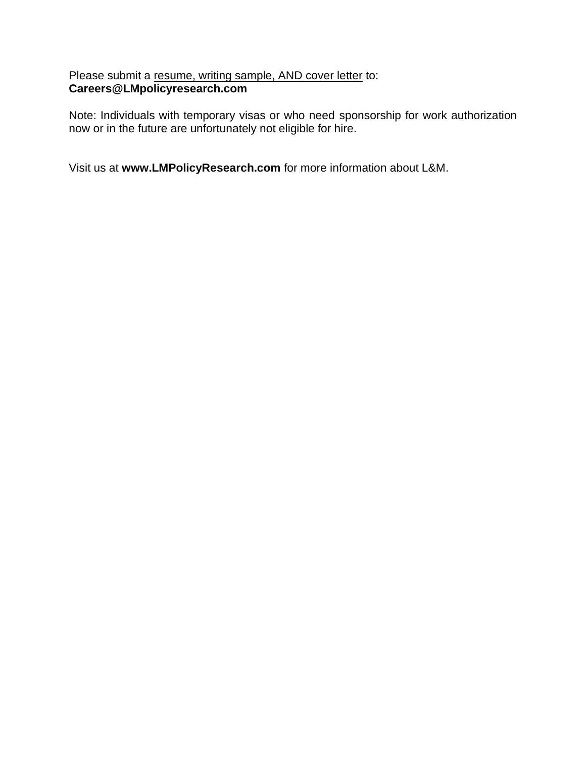Please submit a <u>resume, writing sample, AND cover letter</u> to:
**Careers@LMpolicyresearch.com**

Note: Individuals with temporary visas or who need sponsorship for work authorization now or in the future are unfortunately not eligible for hire.

Visit us at **www.LMPolicyResearch.com** for more information about L&M.